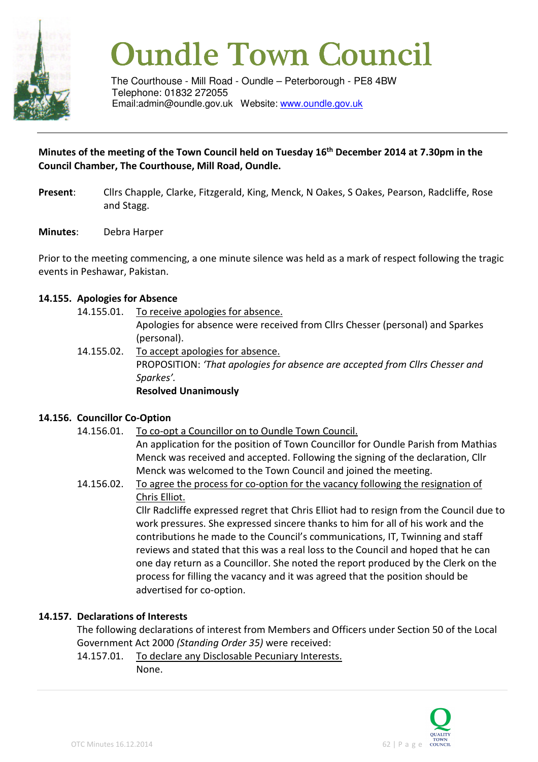# Oundle Town Council

The Courthouse - Mill Road - Oundle – Peterborough - PE8 4BW
Telephone: 01832 272055
Email:admin@oundle.gov.uk Website: www.oundle.gov.uk

**Minutes of the meeting of the Town Council held on Tuesday 16th December 2014 at 7.30pm in the Council Chamber, The Courthouse, Mill Road, Oundle.**

**Present**: Cllrs Chapple, Clarke, Fitzgerald, King, Menck, N Oakes, S Oakes, Pearson, Radcliffe, Rose and Stagg.

**Minutes**: Debra Harper

Prior to the meeting commencing, a one minute silence was held as a mark of respect following the tragic events in Peshawar, Pakistan.

**14.155. Apologies for Absence**

14.155.01. To receive apologies for absence.
Apologies for absence were received from Cllrs Chesser (personal) and Sparkes (personal).

14.155.02. To accept apologies for absence.
PROPOSITION: *'That apologies for absence are accepted from Cllrs Chesser and Sparkes'.*
**Resolved Unanimously**

**14.156. Councillor Co-Option**

14.156.01. To co-opt a Councillor on to Oundle Town Council.
An application for the position of Town Councillor for Oundle Parish from Mathias Menck was received and accepted. Following the signing of the declaration, Cllr Menck was welcomed to the Town Council and joined the meeting.

14.156.02. To agree the process for co-option for the vacancy following the resignation of Chris Elliot.
Cllr Radcliffe expressed regret that Chris Elliot had to resign from the Council due to work pressures. She expressed sincere thanks to him for all of his work and the contributions he made to the Council's communications, IT, Twinning and staff reviews and stated that this was a real loss to the Council and hoped that he can one day return as a Councillor. She noted the report produced by the Clerk on the process for filling the vacancy and it was agreed that the position should be advertised for co-option.

**14.157. Declarations of Interests**

The following declarations of interest from Members and Officers under Section 50 of the Local Government Act 2000 *(Standing Order 35)* were received:

14.157.01. To declare any Disclosable Pecuniary Interests.
None.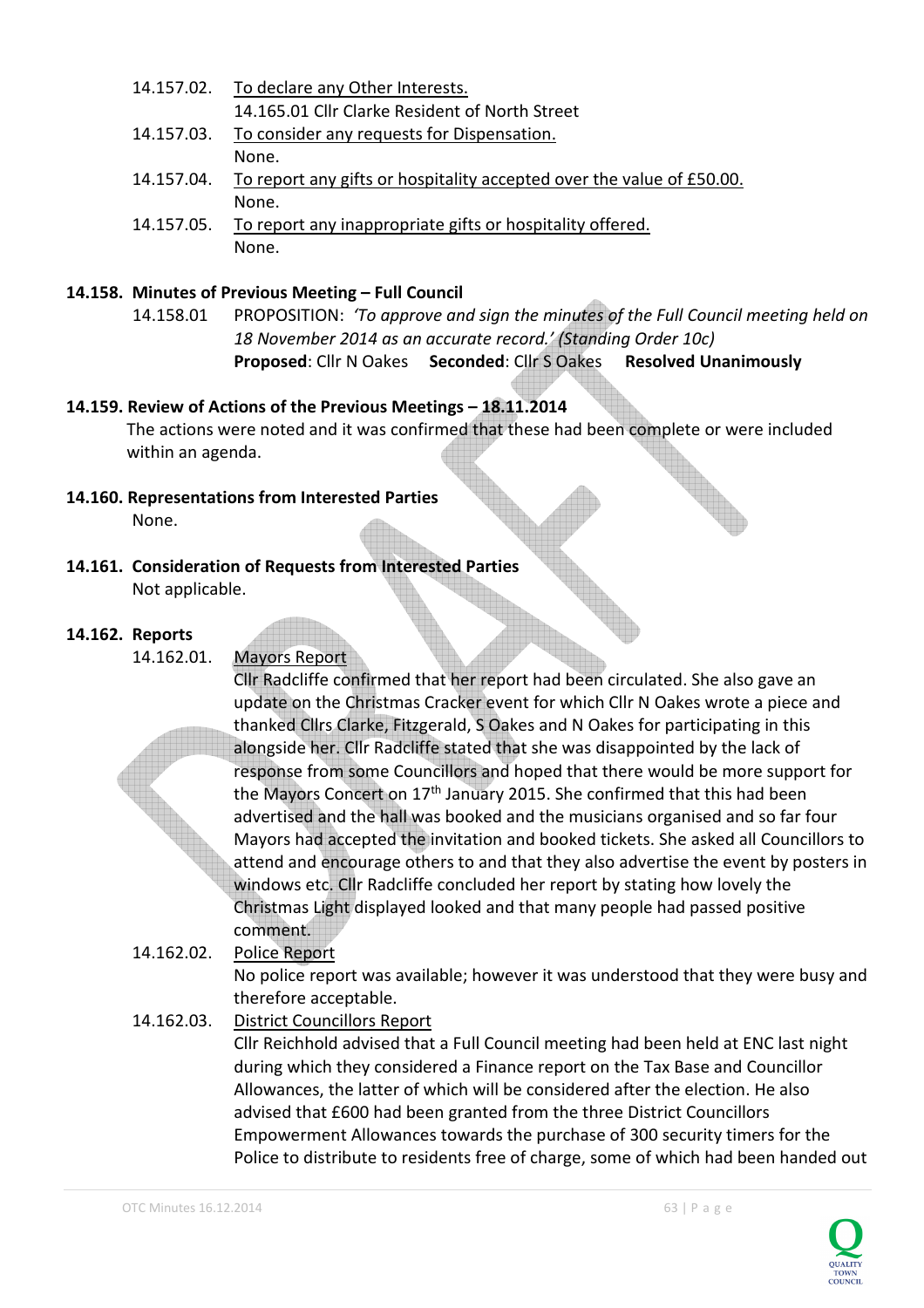14.157.02. To declare any Other Interests.
14.165.01 Cllr Clarke Resident of North Street

14.157.03. To consider any requests for Dispensation.
None.

14.157.04. To report any gifts or hospitality accepted over the value of £50.00.
None.

14.157.05. To report any inappropriate gifts or hospitality offered.
None.

**14.158. Minutes of Previous Meeting – Full Council**

14.158.01 PROPOSITION: *'To approve and sign the minutes of the Full Council meeting held on 18 November 2014 as an accurate record.' (Standing Order 10c)*
**Proposed**: Cllr N Oakes **Seconded**: Cllr S Oakes **Resolved Unanimously**

**14.159. Review of Actions of the Previous Meetings – 18.11.2014**

The actions were noted and it was confirmed that these had been complete or were included within an agenda.

**14.160. Representations from Interested Parties**

None.

**14.161. Consideration of Requests from Interested Parties**

Not applicable.

**14.162. Reports**

14.162.01. Mayors Report
Cllr Radcliffe confirmed that her report had been circulated. She also gave an update on the Christmas Cracker event for which Cllr N Oakes wrote a piece and thanked Cllrs Clarke, Fitzgerald, S Oakes and N Oakes for participating in this alongside her. Cllr Radcliffe stated that she was disappointed by the lack of response from some Councillors and hoped that there would be more support for the Mayors Concert on 17th January 2015. She confirmed that this had been advertised and the hall was booked and the musicians organised and so far four Mayors had accepted the invitation and booked tickets. She asked all Councillors to attend and encourage others to and that they also advertise the event by posters in windows etc. Cllr Radcliffe concluded her report by stating how lovely the Christmas Light displayed looked and that many people had passed positive comment.

14.162.02. Police Report
No police report was available; however it was understood that they were busy and therefore acceptable.

14.162.03. District Councillors Report
Cllr Reichhold advised that a Full Council meeting had been held at ENC last night during which they considered a Finance report on the Tax Base and Councillor Allowances, the latter of which will be considered after the election. He also advised that £600 had been granted from the three District Councillors Empowerment Allowances towards the purchase of 300 security timers for the Police to distribute to residents free of charge, some of which had been handed out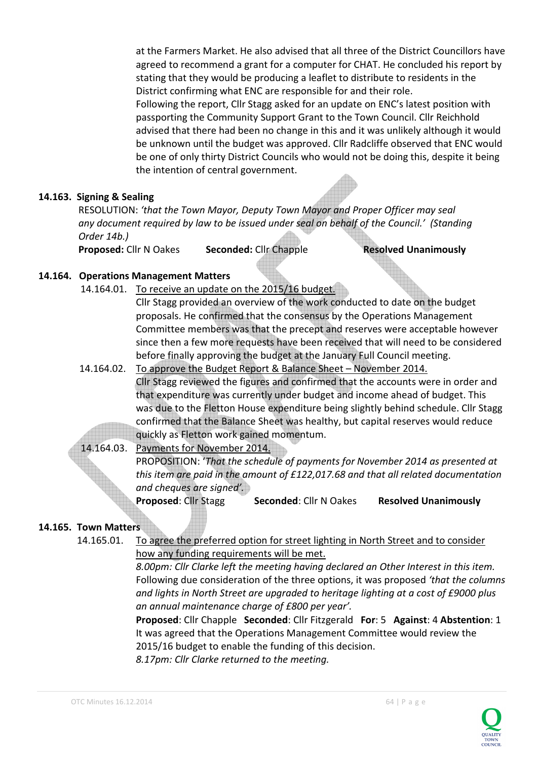at the Farmers Market. He also advised that all three of the District Councillors have agreed to recommend a grant for a computer for CHAT. He concluded his report by stating that they would be producing a leaflet to distribute to residents in the District confirming what ENC are responsible for and their role.
Following the report, Cllr Stagg asked for an update on ENC's latest position with passporting the Community Support Grant to the Town Council. Cllr Reichhold advised that there had been no change in this and it was unlikely although it would be unknown until the budget was approved. Cllr Radcliffe observed that ENC would be one of only thirty District Councils who would not be doing this, despite it being the intention of central government.

**14.163. Signing & Sealing**

RESOLUTION: *'that the Town Mayor, Deputy Town Mayor and Proper Officer may seal any document required by law to be issued under seal on behalf of the Council.' (Standing Order 14b.)*

**Proposed:** Cllr N Oakes **Seconded:** Cllr Chapple **Resolved Unanimously**

**14.164. Operations Management Matters**

14.164.01. To receive an update on the 2015/16 budget.

Cllr Stagg provided an overview of the work conducted to date on the budget proposals. He confirmed that the consensus by the Operations Management Committee members was that the precept and reserves were acceptable however since then a few more requests have been received that will need to be considered before finally approving the budget at the January Full Council meeting.

14.164.02. To approve the Budget Report & Balance Sheet – November 2014.

Cllr Stagg reviewed the figures and confirmed that the accounts were in order and that expenditure was currently under budget and income ahead of budget. This was due to the Fletton House expenditure being slightly behind schedule. Cllr Stagg confirmed that the Balance Sheet was healthy, but capital reserves would reduce quickly as Fletton work gained momentum.

14.164.03. Payments for November 2014.

PROPOSITION: *'That the schedule of payments for November 2014 as presented at this item are paid in the amount of £122,017.68 and that all related documentation and cheques are signed'.*

**Proposed**: Cllr Stagg **Seconded**: Cllr N Oakes **Resolved Unanimously**

**14.165. Town Matters**

14.165.01. To agree the preferred option for street lighting in North Street and to consider how any funding requirements will be met.

*8.00pm: Cllr Clarke left the meeting having declared an Other Interest in this item.*
Following due consideration of the three options, it was proposed *'that the columns and lights in North Street are upgraded to heritage lighting at a cost of £9000 plus an annual maintenance charge of £800 per year'.*

**Proposed**: Cllr Chapple **Seconded**: Cllr Fitzgerald **For**: 5 **Against**: 4 **Abstention**: 1

It was agreed that the Operations Management Committee would review the 2015/16 budget to enable the funding of this decision.

*8.17pm: Cllr Clarke returned to the meeting.*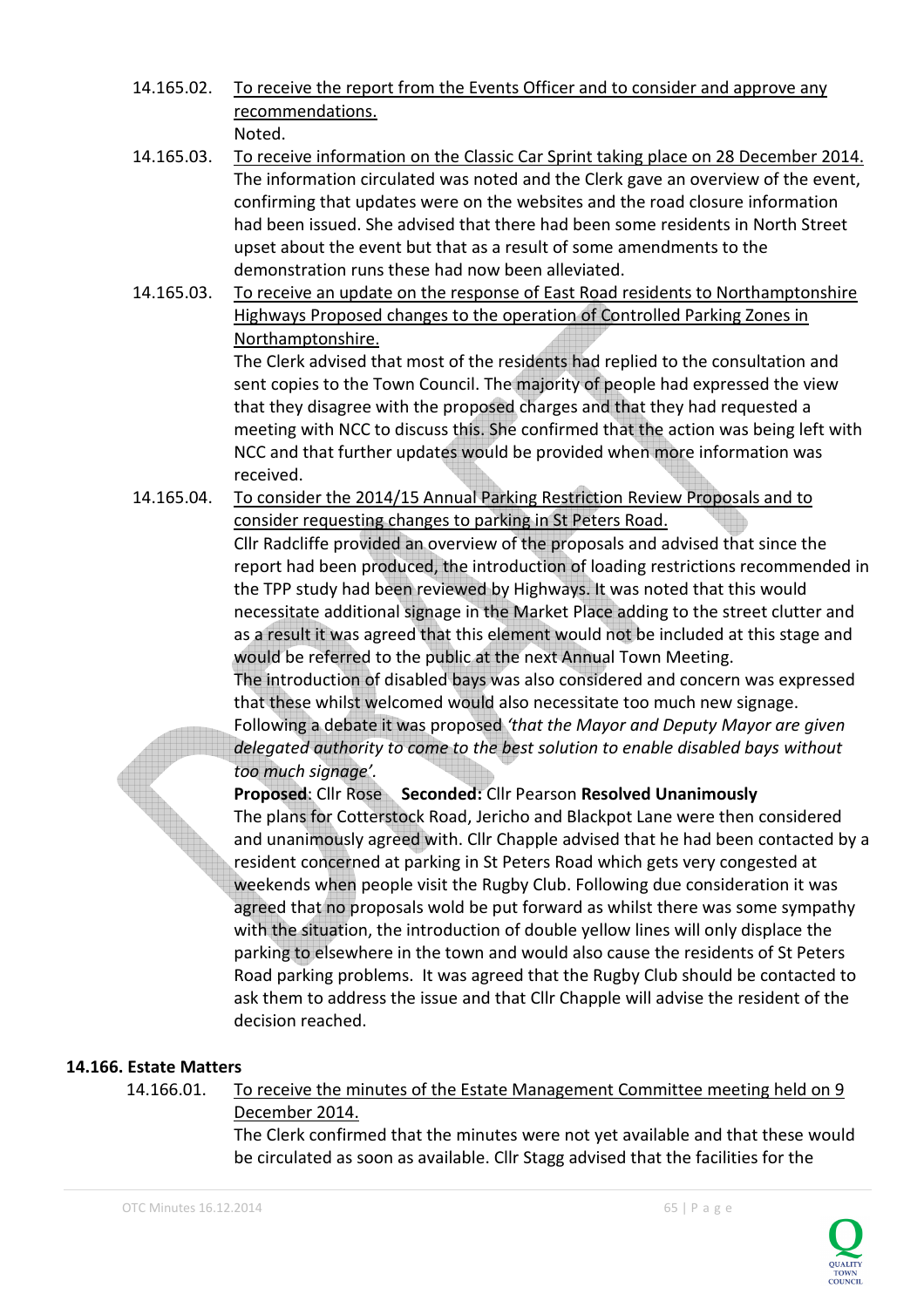14.165.02. <u>To receive the report from the Events Officer and to consider and approve any recommendations.</u>
Noted.

14.165.03. <u>To receive information on the Classic Car Sprint taking place on 28 December 2014.</u>
The information circulated was noted and the Clerk gave an overview of the event, confirming that updates were on the websites and the road closure information had been issued. She advised that there had been some residents in North Street upset about the event but that as a result of some amendments to the demonstration runs these had now been alleviated.

14.165.03. <u>To receive an update on the response of East Road residents to Northamptonshire Highways Proposed changes to the operation of Controlled Parking Zones in Northamptonshire.</u>
The Clerk advised that most of the residents had replied to the consultation and sent copies to the Town Council. The majority of people had expressed the view that they disagree with the proposed charges and that they had requested a meeting with NCC to discuss this. She confirmed that the action was being left with NCC and that further updates would be provided when more information was received.

14.165.04. <u>To consider the 2014/15 Annual Parking Restriction Review Proposals and to consider requesting changes to parking in St Peters Road.</u>
Cllr Radcliffe provided an overview of the proposals and advised that since the report had been produced, the introduction of loading restrictions recommended in the TPP study had been reviewed by Highways. It was noted that this would necessitate additional signage in the Market Place adding to the street clutter and as a result it was agreed that this element would not be included at this stage and would be referred to the public at the next Annual Town Meeting.
The introduction of disabled bays was also considered and concern was expressed that these whilst welcomed would also necessitate too much new signage. Following a debate it was proposed *'that the Mayor and Deputy Mayor are given delegated authority to come to the best solution to enable disabled bays without too much signage'.*
**Proposed**: Cllr Rose **Seconded:** Cllr Pearson **Resolved Unanimously**
The plans for Cotterstock Road, Jericho and Blackpot Lane were then considered and unanimously agreed with. Cllr Chapple advised that he had been contacted by a resident concerned at parking in St Peters Road which gets very congested at weekends when people visit the Rugby Club. Following due consideration it was agreed that no proposals wold be put forward as whilst there was some sympathy with the situation, the introduction of double yellow lines will only displace the parking to elsewhere in the town and would also cause the residents of St Peters Road parking problems. It was agreed that the Rugby Club should be contacted to ask them to address the issue and that Cllr Chapple will advise the resident of the decision reached.

## 14.166. Estate Matters

14.166.01. <u>To receive the minutes of the Estate Management Committee meeting held on 9 December 2014.</u>
The Clerk confirmed that the minutes were not yet available and that these would be circulated as soon as available. Cllr Stagg advised that the facilities for the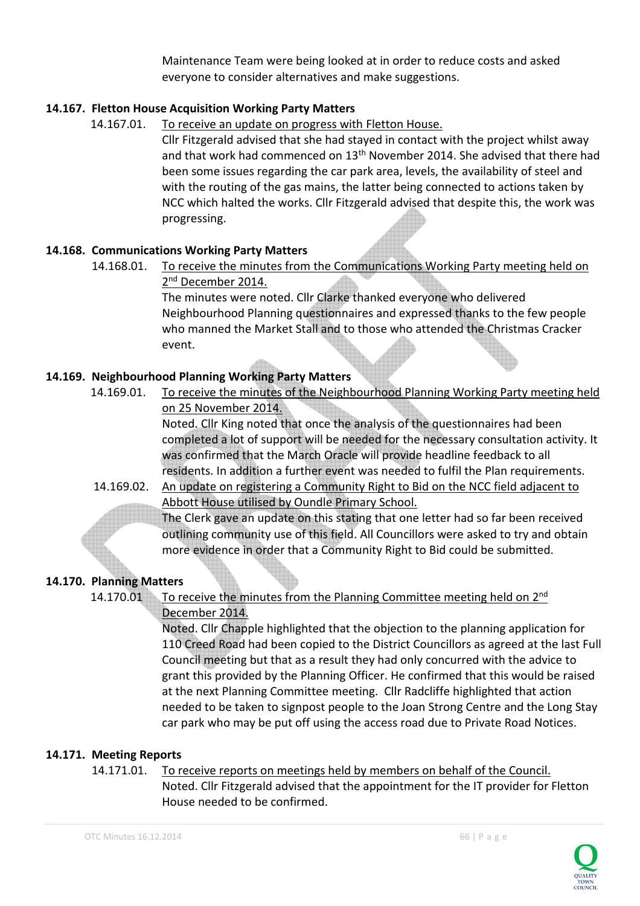Maintenance Team were being looked at in order to reduce costs and asked everyone to consider alternatives and make suggestions.

**14.167. Fletton House Acquisition Working Party Matters**

14.167.01. To receive an update on progress with Fletton House.

Cllr Fitzgerald advised that she had stayed in contact with the project whilst away and that work had commenced on 13th November 2014. She advised that there had been some issues regarding the car park area, levels, the availability of steel and with the routing of the gas mains, the latter being connected to actions taken by NCC which halted the works. Cllr Fitzgerald advised that despite this, the work was progressing.

**14.168. Communications Working Party Matters**

14.168.01. To receive the minutes from the Communications Working Party meeting held on 2nd December 2014.

The minutes were noted. Cllr Clarke thanked everyone who delivered Neighbourhood Planning questionnaires and expressed thanks to the few people who manned the Market Stall and to those who attended the Christmas Cracker event.

**14.169. Neighbourhood Planning Working Party Matters**

14.169.01. To receive the minutes of the Neighbourhood Planning Working Party meeting held on 25 November 2014.

Noted. Cllr King noted that once the analysis of the questionnaires had been completed a lot of support will be needed for the necessary consultation activity. It was confirmed that the March Oracle will provide headline feedback to all residents. In addition a further event was needed to fulfil the Plan requirements.

14.169.02. An update on registering a Community Right to Bid on the NCC field adjacent to Abbott House utilised by Oundle Primary School.

The Clerk gave an update on this stating that one letter had so far been received outlining community use of this field. All Councillors were asked to try and obtain more evidence in order that a Community Right to Bid could be submitted.

**14.170. Planning Matters**

14.170.01 To receive the minutes from the Planning Committee meeting held on 2nd December 2014.

Noted. Cllr Chapple highlighted that the objection to the planning application for 110 Creed Road had been copied to the District Councillors as agreed at the last Full Council meeting but that as a result they had only concurred with the advice to grant this provided by the Planning Officer. He confirmed that this would be raised at the next Planning Committee meeting. Cllr Radcliffe highlighted that action needed to be taken to signpost people to the Joan Strong Centre and the Long Stay car park who may be put off using the access road due to Private Road Notices.

**14.171. Meeting Reports**

14.171.01. To receive reports on meetings held by members on behalf of the Council.

Noted. Cllr Fitzgerald advised that the appointment for the IT provider for Fletton House needed to be confirmed.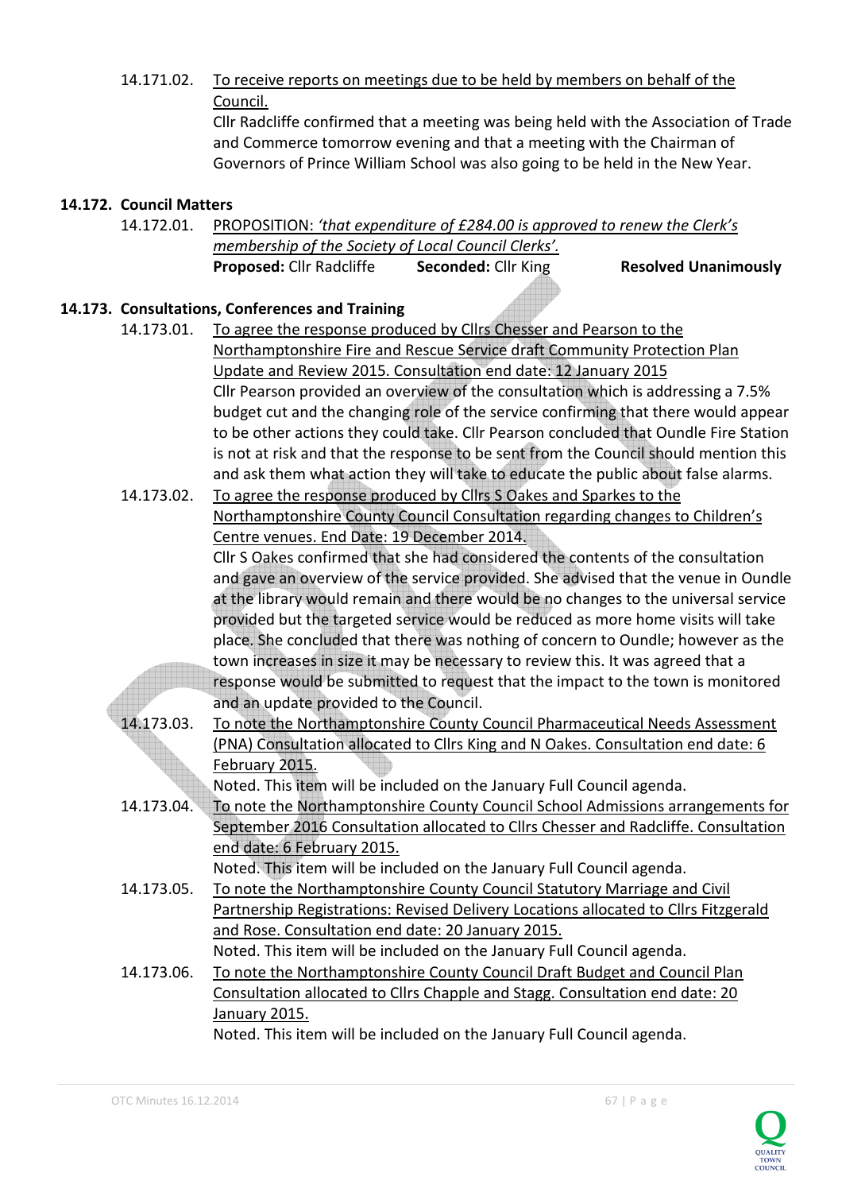14.171.02. <u>To receive reports on meetings due to be held by members on behalf of the Council.</u>

Cllr Radcliffe confirmed that a meeting was being held with the Association of Trade and Commerce tomorrow evening and that a meeting with the Chairman of Governors of Prince William School was also going to be held in the New Year.

**14.172. Council Matters**

14.172.01. <u>PROPOSITION: *'that expenditure of £284.00 is approved to renew the Clerk's membership of the Society of Local Council Clerks'.*</u>

**Proposed:** Cllr Radcliffe **Seconded:** Cllr King **Resolved Unanimously**

**14.173. Consultations, Conferences and Training**

14.173.01. <u>To agree the response produced by Cllrs Chesser and Pearson to the Northamptonshire Fire and Rescue Service draft Community Protection Plan Update and Review 2015. Consultation end date: 12 January 2015</u>

Cllr Pearson provided an overview of the consultation which is addressing a 7.5% budget cut and the changing role of the service confirming that there would appear to be other actions they could take. Cllr Pearson concluded that Oundle Fire Station is not at risk and that the response to be sent from the Council should mention this and ask them what action they will take to educate the public about false alarms.

14.173.02. <u>To agree the response produced by Cllrs S Oakes and Sparkes to the Northamptonshire County Council Consultation regarding changes to Children's Centre venues. End Date: 19 December 2014.</u>

Cllr S Oakes confirmed that she had considered the contents of the consultation and gave an overview of the service provided. She advised that the venue in Oundle at the library would remain and there would be no changes to the universal service provided but the targeted service would be reduced as more home visits will take place. She concluded that there was nothing of concern to Oundle; however as the town increases in size it may be necessary to review this. It was agreed that a response would be submitted to request that the impact to the town is monitored and an update provided to the Council.

14.173.03. <u>To note the Northamptonshire County Council Pharmaceutical Needs Assessment (PNA) Consultation allocated to Cllrs King and N Oakes. Consultation end date: 6 February 2015.</u>

Noted. This item will be included on the January Full Council agenda.

14.173.04. <u>To note the Northamptonshire County Council School Admissions arrangements for September 2016 Consultation allocated to Cllrs Chesser and Radcliffe. Consultation end date: 6 February 2015.</u>

Noted. This item will be included on the January Full Council agenda.

14.173.05. <u>To note the Northamptonshire County Council Statutory Marriage and Civil Partnership Registrations: Revised Delivery Locations allocated to Cllrs Fitzgerald and Rose. Consultation end date: 20 January 2015.</u>

Noted. This item will be included on the January Full Council agenda.

14.173.06. <u>To note the Northamptonshire County Council Draft Budget and Council Plan Consultation allocated to Cllrs Chapple and Stagg. Consultation end date: 20 January 2015.</u>

Noted. This item will be included on the January Full Council agenda.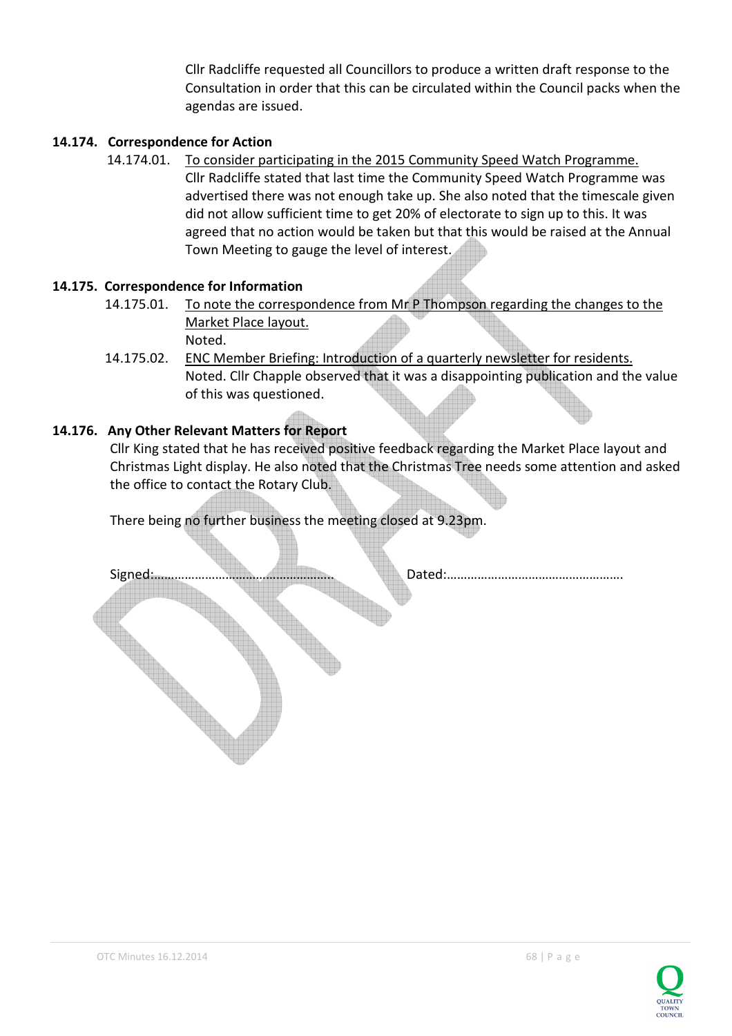Cllr Radcliffe requested all Councillors to produce a written draft response to the Consultation in order that this can be circulated within the Council packs when the agendas are issued.

**14.174. Correspondence for Action**

14.174.01. To consider participating in the 2015 Community Speed Watch Programme.
Cllr Radcliffe stated that last time the Community Speed Watch Programme was advertised there was not enough take up. She also noted that the timescale given did not allow sufficient time to get 20% of electorate to sign up to this. It was agreed that no action would be taken but that this would be raised at the Annual Town Meeting to gauge the level of interest.

**14.175. Correspondence for Information**

14.175.01. To note the correspondence from Mr P Thompson regarding the changes to the Market Place layout.
Noted.

14.175.02. ENC Member Briefing: Introduction of a quarterly newsletter for residents.
Noted. Cllr Chapple observed that it was a disappointing publication and the value of this was questioned.

**14.176. Any Other Relevant Matters for Report**

Cllr King stated that he has received positive feedback regarding the Market Place layout and Christmas Light display. He also noted that the Christmas Tree needs some attention and asked the office to contact the Rotary Club.

There being no further business the meeting closed at 9.23pm.

Signed:…………………………………………….. Dated:…………………………………………….